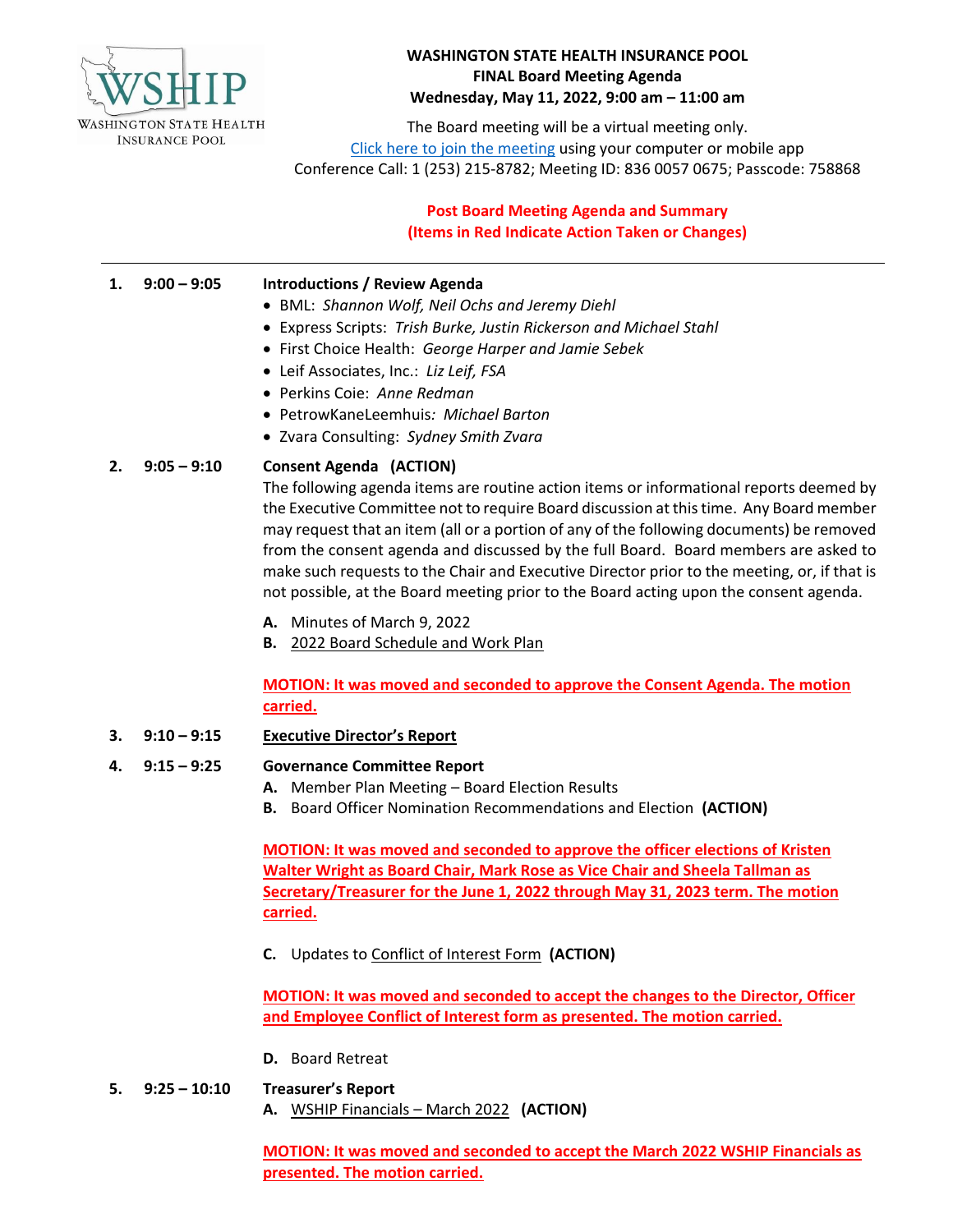WASHINGTON STATE HEALTH INSURANCE POOL

# WASHINGTON STATE HEALTH INSURANCE POOL
## FINAL Board Meeting Agenda
**Wednesday, May 11, 2022, 9:00 am – 11:00 am**

The Board meeting will be a virtual meeting only.
[Click here to join the meeting](#) using your computer or mobile app
Conference Call: 1 (253) 215-8782; Meeting ID: 836 0057 0675; Passcode: 758868

**Post Board Meeting Agenda and Summary**
**(Items in Red Indicate Action Taken or Changes)**

---

**1. 9:00 – 9:05 Introductions / Review Agenda**

- BML: *Shannon Wolf, Neil Ochs and Jeremy Diehl*
- Express Scripts: *Trish Burke, Justin Rickerson and Michael Stahl*
- First Choice Health: *George Harper and Jamie Sebek*
- Leif Associates, Inc.: *Liz Leif, FSA*
- Perkins Coie: *Anne Redman*
- PetrowKaneLeemhuis*: Michael Barton*
- Zvara Consulting: *Sydney Smith Zvara*

**2. 9:05 – 9:10 Consent Agenda (ACTION)**

The following agenda items are routine action items or informational reports deemed by the Executive Committee not to require Board discussion at this time. Any Board member may request that an item (all or a portion of any of the following documents) be removed from the consent agenda and discussed by the full Board. Board members are asked to make such requests to the Chair and Executive Director prior to the meeting, or, if that is not possible, at the Board meeting prior to the Board acting upon the consent agenda.

**A.** Minutes of March 9, 2022
**B.** 2022 Board Schedule and Work Plan

**MOTION: It was moved and seconded to approve the Consent Agenda. The motion carried.**

**3. 9:10 – 9:15 Executive Director's Report**

**4. 9:15 – 9:25 Governance Committee Report**

**A.** Member Plan Meeting – Board Election Results
**B.** Board Officer Nomination Recommendations and Election **(ACTION)**

**MOTION: It was moved and seconded to approve the officer elections of Kristen Walter Wright as Board Chair, Mark Rose as Vice Chair and Sheela Tallman as Secretary/Treasurer for the June 1, 2022 through May 31, 2023 term. The motion carried.**

**C.** Updates to Conflict of Interest Form **(ACTION)**

**MOTION: It was moved and seconded to accept the changes to the Director, Officer and Employee Conflict of Interest form as presented. The motion carried.**

**D.** Board Retreat

**5. 9:25 – 10:10 Treasurer's Report**

**A.** WSHIP Financials – March 2022 **(ACTION)**

**MOTION: It was moved and seconded to accept the March 2022 WSHIP Financials as presented. The motion carried.**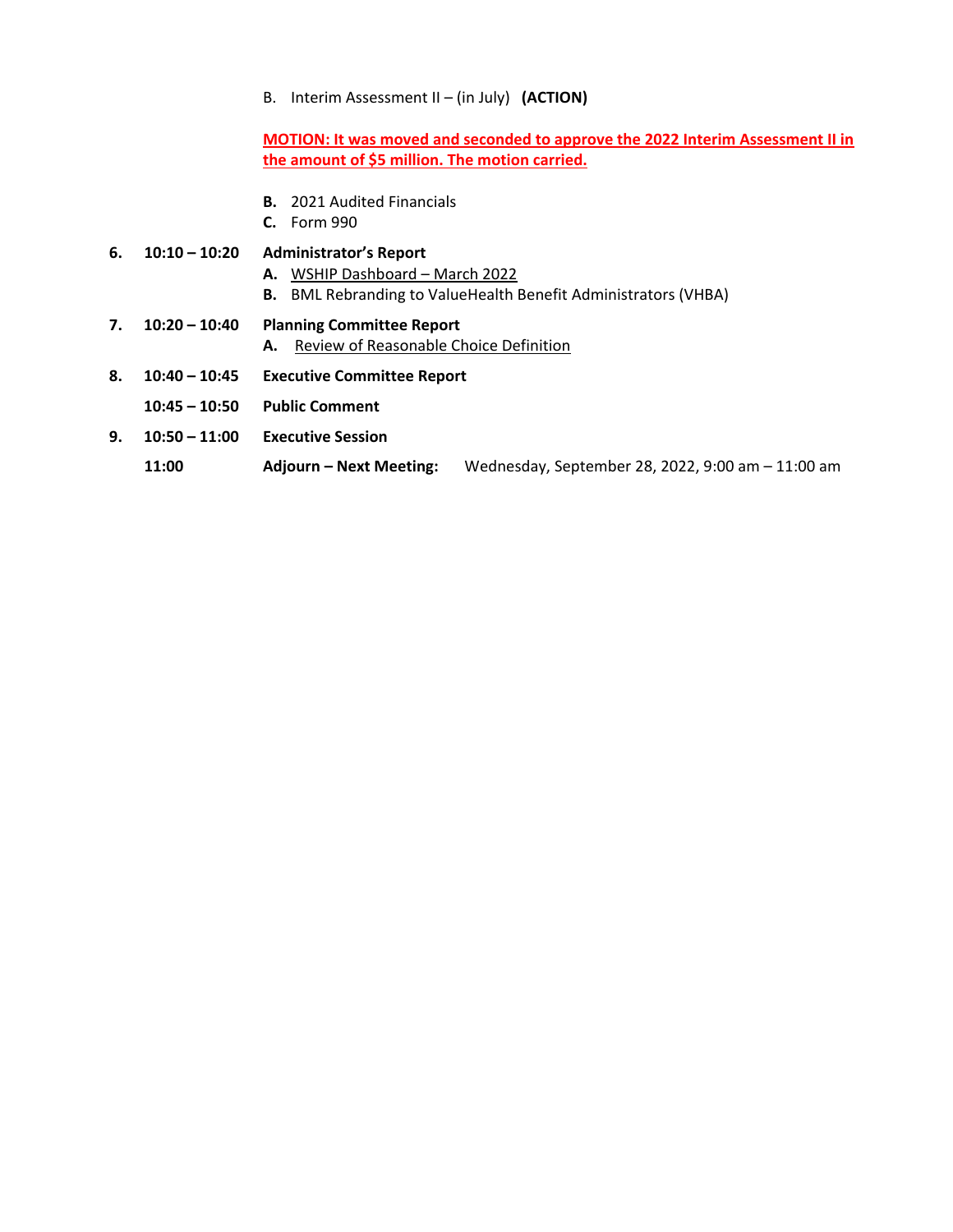B. Interim Assessment II – (in July) **(ACTION)**

**MOTION: It was moved and seconded to approve the 2022 Interim Assessment II in the amount of $5 million. The motion carried.**

**B.** 2021 Audited Financials
**C.** Form 990

**6. 10:10 – 10:20 Administrator's Report**

**A.** WSHIP Dashboard – March 2022
**B.** BML Rebranding to ValueHealth Benefit Administrators (VHBA)

**7. 10:20 – 10:40 Planning Committee Report**

**A.** Review of Reasonable Choice Definition

**8. 10:40 – 10:45 Executive Committee Report**

**10:45 – 10:50 Public Comment**

**9. 10:50 – 11:00 Executive Session**

**11:00 Adjourn – Next Meeting:** Wednesday, September 28, 2022, 9:00 am – 11:00 am